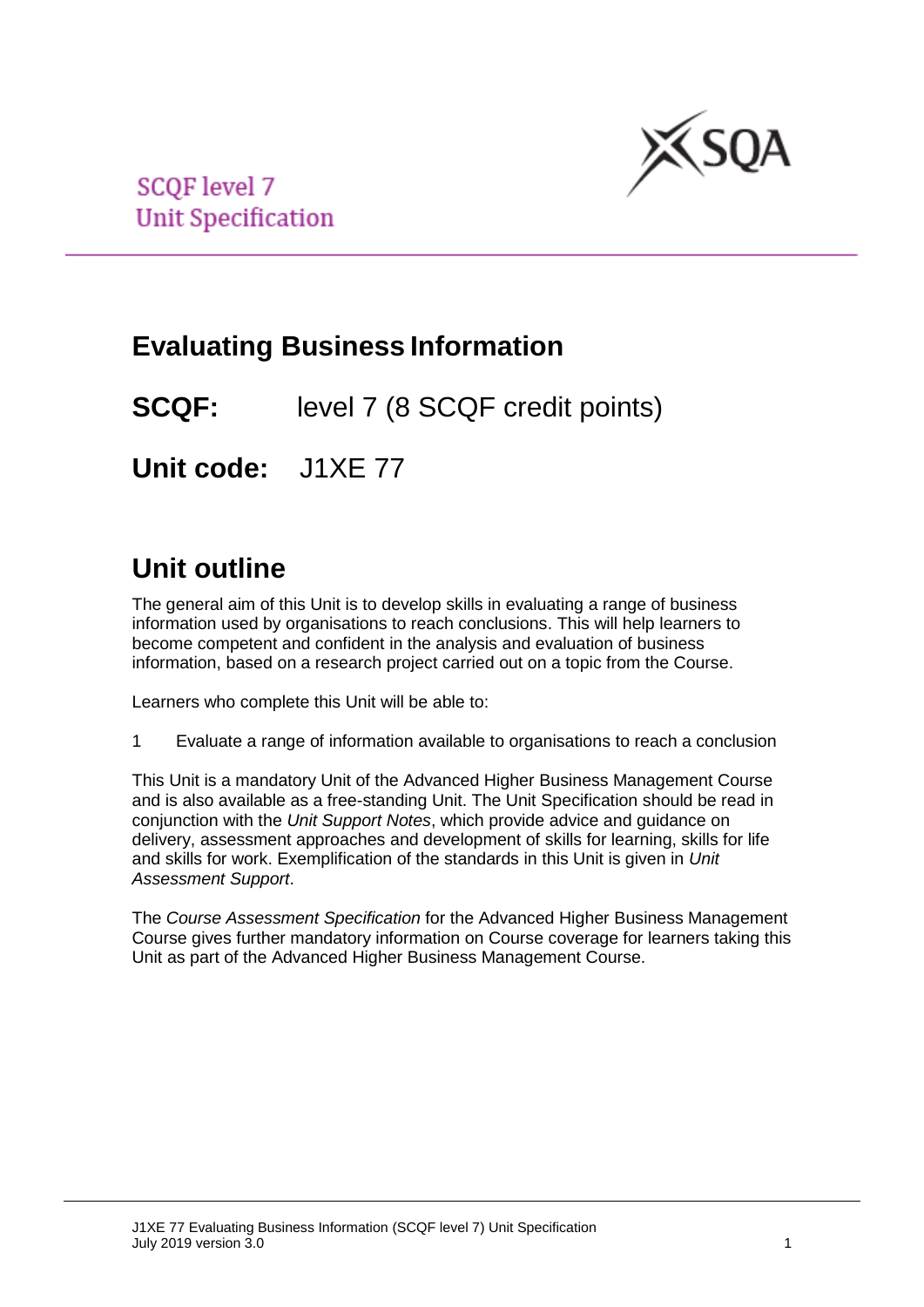SCQF level 7
Unit Specification

# Evaluating Business Information

**SCQF:** level 7 (8 SCQF credit points)

**Unit code:** J1XE 77

## Unit outline

The general aim of this Unit is to develop skills in evaluating a range of business information used by organisations to reach conclusions. This will help learners to become competent and confident in the analysis and evaluation of business information, based on a research project carried out on a topic from the Course.

Learners who complete this Unit will be able to:

1 Evaluate a range of information available to organisations to reach a conclusion

This Unit is a mandatory Unit of the Advanced Higher Business Management Course and is also available as a free-standing Unit. The Unit Specification should be read in conjunction with the *Unit Support Notes*, which provide advice and guidance on delivery, assessment approaches and development of skills for learning, skills for life and skills for work. Exemplification of the standards in this Unit is given in *Unit Assessment Support*.

The *Course Assessment Specification* for the Advanced Higher Business Management Course gives further mandatory information on Course coverage for learners taking this Unit as part of the Advanced Higher Business Management Course.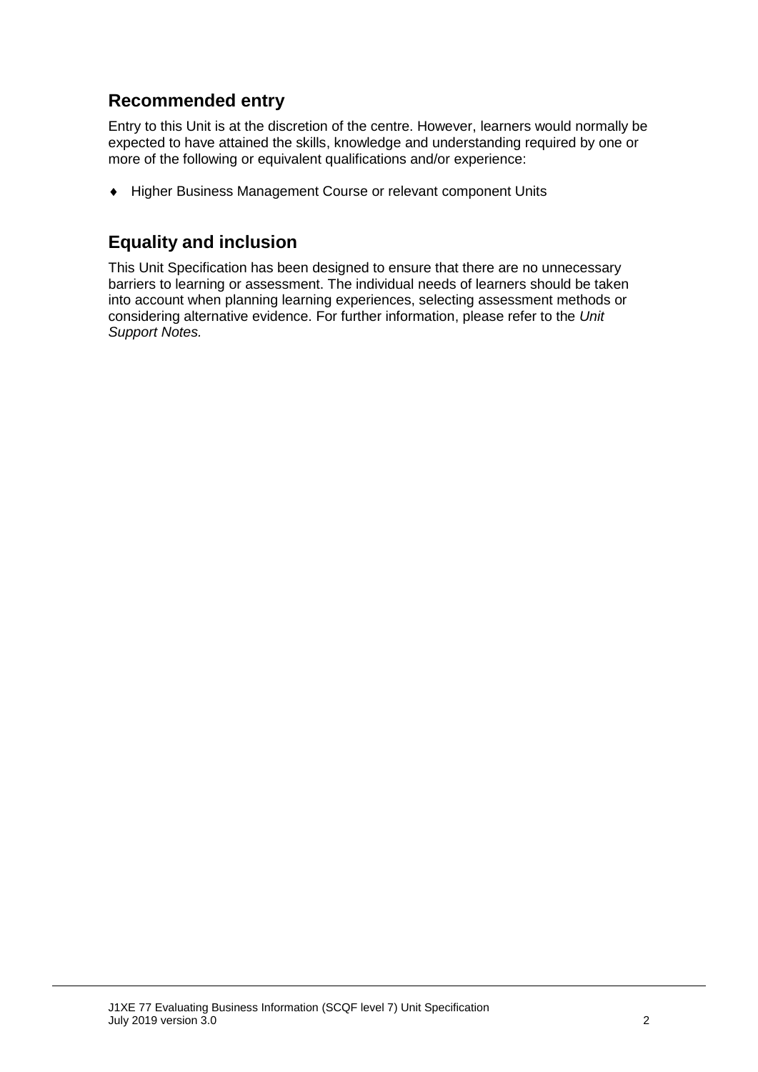## Recommended entry

Entry to this Unit is at the discretion of the centre. However, learners would normally be expected to have attained the skills, knowledge and understanding required by one or more of the following or equivalent qualifications and/or experience:

- Higher Business Management Course or relevant component Units

## Equality and inclusion

This Unit Specification has been designed to ensure that there are no unnecessary barriers to learning or assessment. The individual needs of learners should be taken into account when planning learning experiences, selecting assessment methods or considering alternative evidence. For further information, please refer to the *Unit Support Notes.*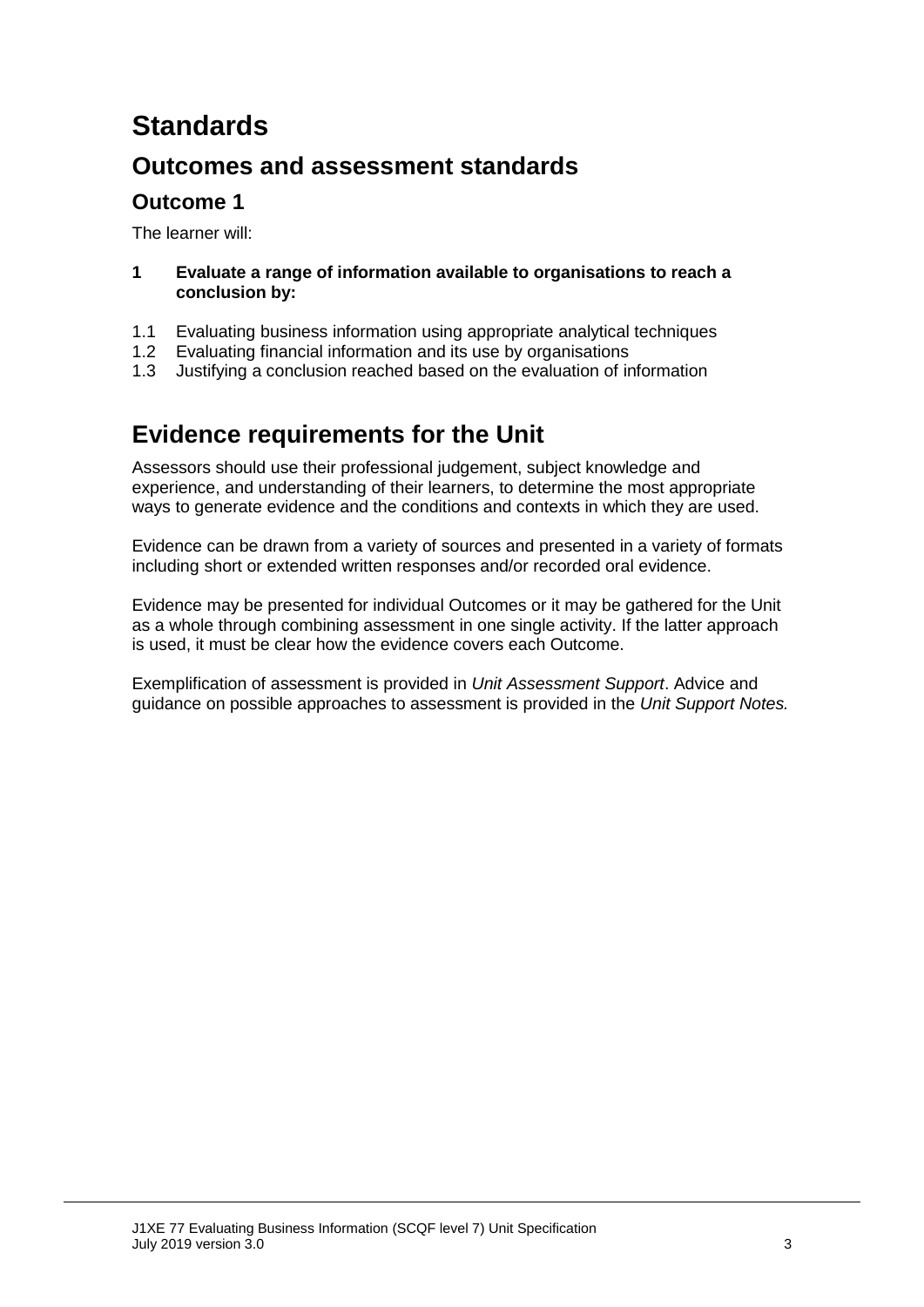# Standards

## Outcomes and assessment standards

### Outcome 1

The learner will:

**1 Evaluate a range of information available to organisations to reach a conclusion by:**

1.1 Evaluating business information using appropriate analytical techniques
1.2 Evaluating financial information and its use by organisations
1.3 Justifying a conclusion reached based on the evaluation of information

## Evidence requirements for the Unit

Assessors should use their professional judgement, subject knowledge and experience, and understanding of their learners, to determine the most appropriate ways to generate evidence and the conditions and contexts in which they are used.

Evidence can be drawn from a variety of sources and presented in a variety of formats including short or extended written responses and/or recorded oral evidence.

Evidence may be presented for individual Outcomes or it may be gathered for the Unit as a whole through combining assessment in one single activity. If the latter approach is used, it must be clear how the evidence covers each Outcome.

Exemplification of assessment is provided in *Unit Assessment Support*. Advice and guidance on possible approaches to assessment is provided in the *Unit Support Notes.*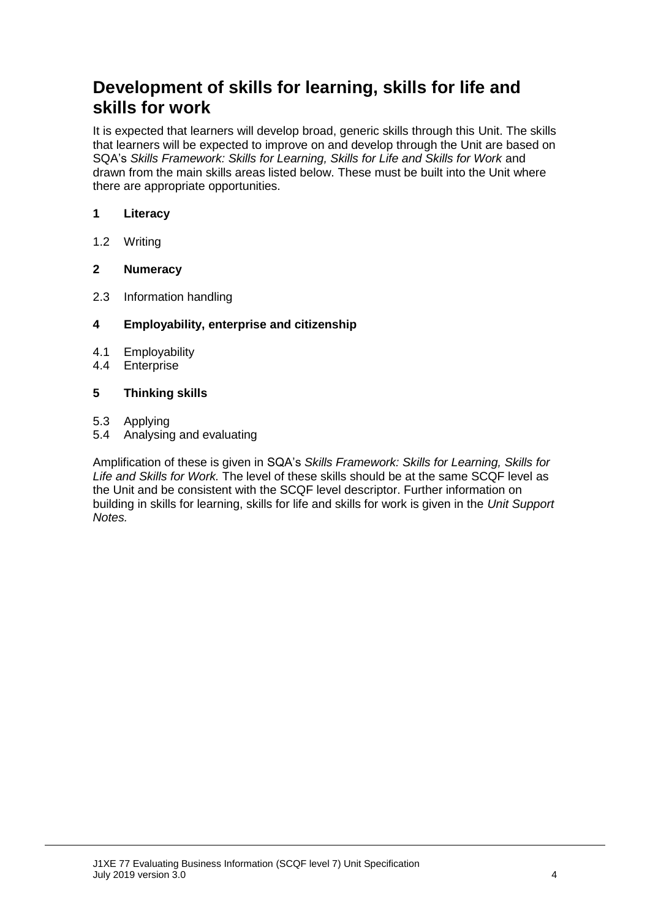## Development of skills for learning, skills for life and skills for work

It is expected that learners will develop broad, generic skills through this Unit. The skills that learners will be expected to improve on and develop through the Unit are based on SQA's *Skills Framework: Skills for Learning, Skills for Life and Skills for Work* and drawn from the main skills areas listed below. These must be built into the Unit where there are appropriate opportunities.

**1 Literacy**

1.2 Writing

**2 Numeracy**

2.3 Information handling

**4 Employability, enterprise and citizenship**

4.1 Employability
4.4 Enterprise

**5 Thinking skills**

5.3 Applying
5.4 Analysing and evaluating

Amplification of these is given in SQA's *Skills Framework: Skills for Learning, Skills for Life and Skills for Work.* The level of these skills should be at the same SCQF level as the Unit and be consistent with the SCQF level descriptor. Further information on building in skills for learning, skills for life and skills for work is given in the *Unit Support Notes.*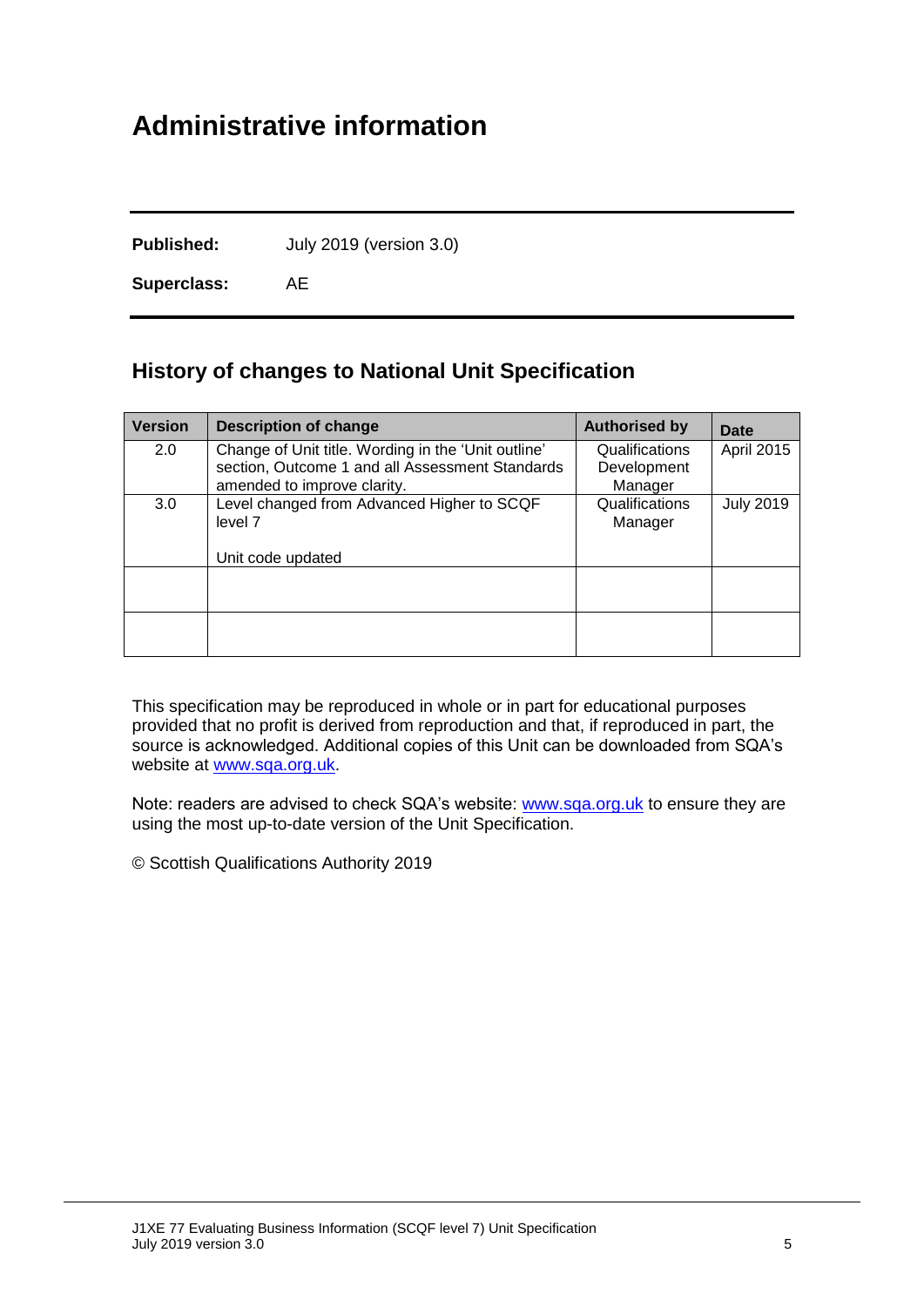# Administrative information

**Published:** July 2019 (version 3.0)

**Superclass:** AE

## History of changes to National Unit Specification

| Version | Description of change | Authorised by | Date |
|---|---|---|---|
| 2.0 | Change of Unit title. Wording in the 'Unit outline' section, Outcome 1 and all Assessment Standards amended to improve clarity. | Qualifications Development Manager | April 2015 |
| 3.0 | Level changed from Advanced Higher to SCQF level 7<br><br>Unit code updated | Qualifications Manager | July 2019 |
| | | | |
| | | | |

This specification may be reproduced in whole or in part for educational purposes provided that no profit is derived from reproduction and that, if reproduced in part, the source is acknowledged. Additional copies of this Unit can be downloaded from SQA's website at www.sqa.org.uk.

Note: readers are advised to check SQA's website: www.sqa.org.uk to ensure they are using the most up-to-date version of the Unit Specification.

© Scottish Qualifications Authority 2019